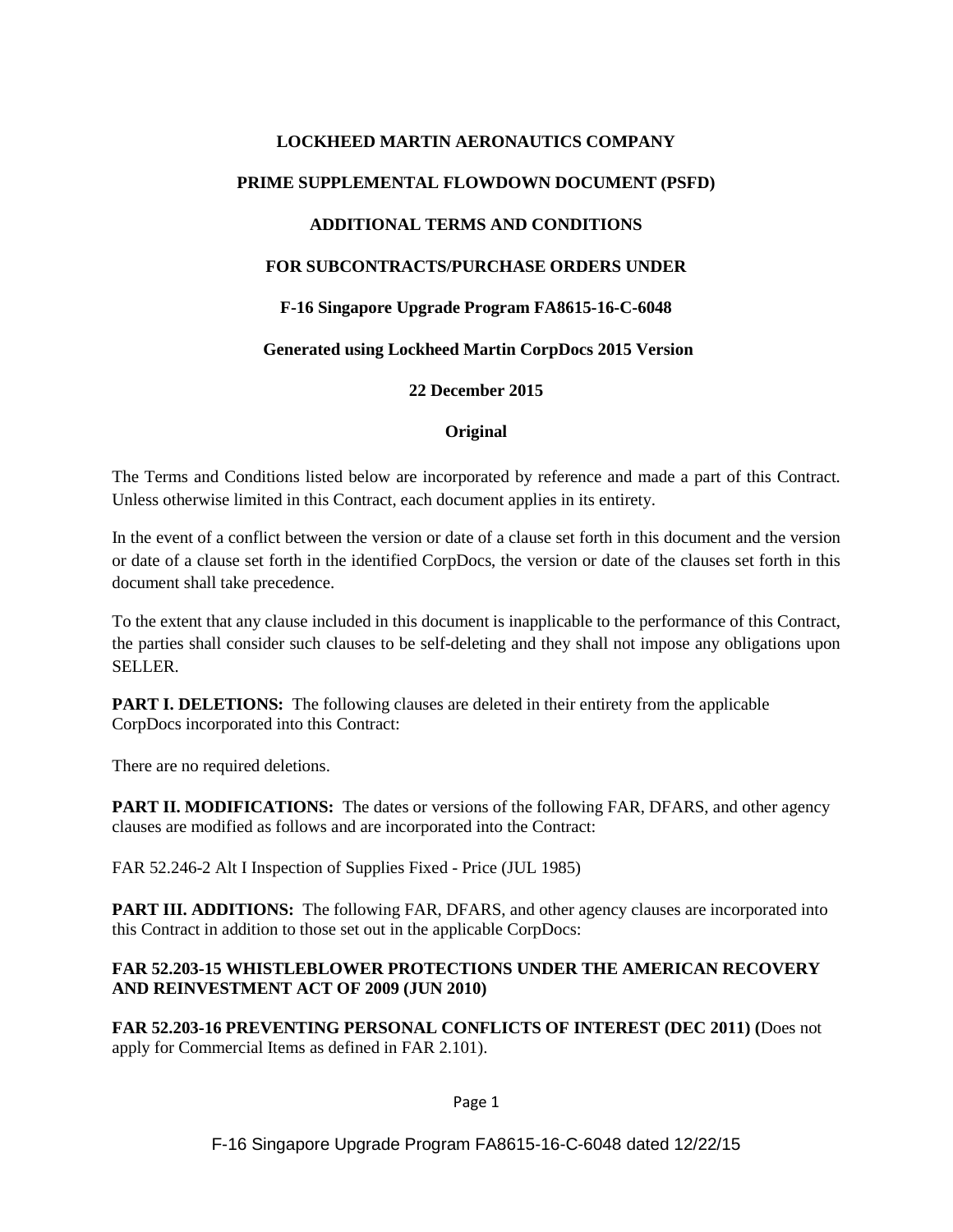**LOCKHEED MARTIN AERONAUTICS COMPANY**

**PRIME SUPPLEMENTAL FLOWDOWN DOCUMENT (PSFD)**

**ADDITIONAL TERMS AND CONDITIONS**

**FOR SUBCONTRACTS/PURCHASE ORDERS UNDER**

**F-16 Singapore Upgrade Program FA8615-16-C-6048**

**Generated using Lockheed Martin CorpDocs 2015 Version**

**22 December 2015**

**Original**

The Terms and Conditions listed below are incorporated by reference and made a part of this Contract. Unless otherwise limited in this Contract, each document applies in its entirety.

In the event of a conflict between the version or date of a clause set forth in this document and the version or date of a clause set forth in the identified CorpDocs, the version or date of the clauses set forth in this document shall take precedence.

To the extent that any clause included in this document is inapplicable to the performance of this Contract, the parties shall consider such clauses to be self-deleting and they shall not impose any obligations upon SELLER.

**PART I. DELETIONS:** The following clauses are deleted in their entirety from the applicable CorpDocs incorporated into this Contract:

There are no required deletions.

**PART II. MODIFICATIONS:** The dates or versions of the following FAR, DFARS, and other agency clauses are modified as follows and are incorporated into the Contract:

FAR 52.246-2 Alt I Inspection of Supplies Fixed - Price (JUL 1985)

**PART III. ADDITIONS:** The following FAR, DFARS, and other agency clauses are incorporated into this Contract in addition to those set out in the applicable CorpDocs:

**FAR 52.203-15 WHISTLEBLOWER PROTECTIONS UNDER THE AMERICAN RECOVERY AND REINVESTMENT ACT OF 2009 (JUN 2010)**

**FAR 52.203-16 PREVENTING PERSONAL CONFLICTS OF INTEREST (DEC 2011) (**Does not apply for Commercial Items as defined in FAR 2.101).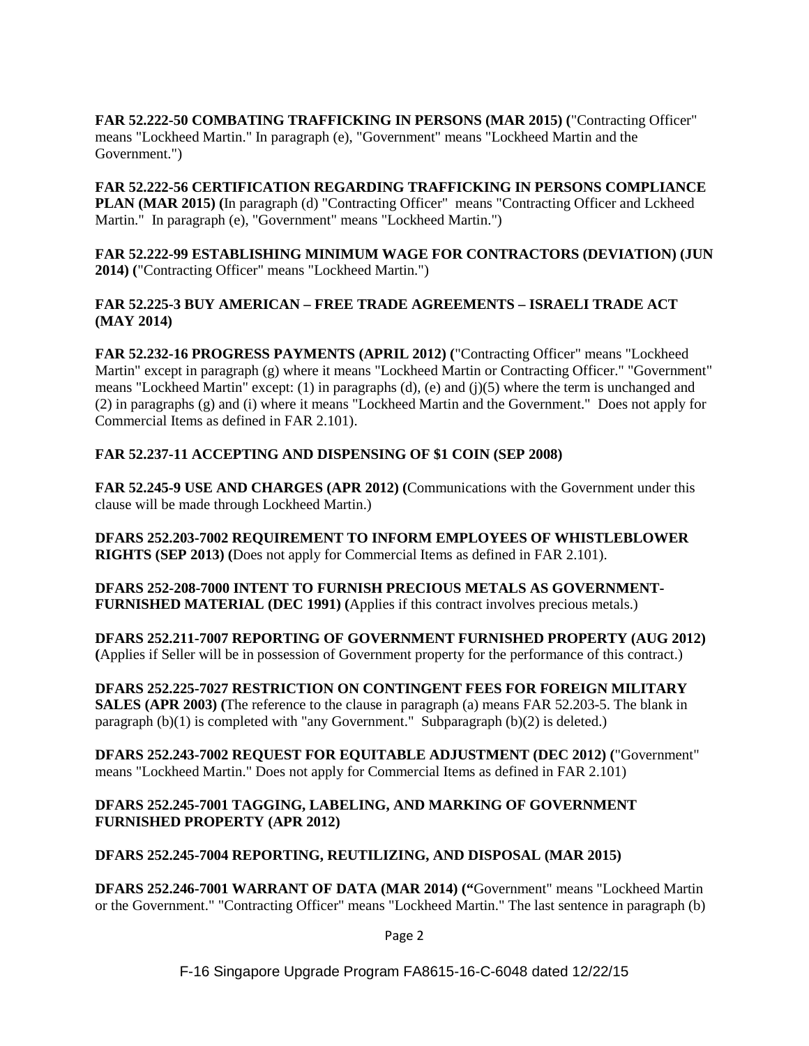**FAR 52.222-50 COMBATING TRAFFICKING IN PERSONS (MAR 2015) (**"Contracting Officer" means "Lockheed Martin." In paragraph (e), "Government" means "Lockheed Martin and the Government.")

**FAR 52.222-56 CERTIFICATION REGARDING TRAFFICKING IN PERSONS COMPLIANCE PLAN (MAR 2015) (**In paragraph (d) "Contracting Officer" means "Contracting Officer and Lckheed Martin." In paragraph (e), "Government" means "Lockheed Martin.")

**FAR 52.222-99 ESTABLISHING MINIMUM WAGE FOR CONTRACTORS (DEVIATION) (JUN 2014) (**"Contracting Officer" means "Lockheed Martin.")

**FAR 52.225-3 BUY AMERICAN – FREE TRADE AGREEMENTS – ISRAELI TRADE ACT (MAY 2014)**

**FAR 52.232-16 PROGRESS PAYMENTS (APRIL 2012) (**"Contracting Officer" means "Lockheed Martin" except in paragraph (g) where it means "Lockheed Martin or Contracting Officer." "Government" means "Lockheed Martin" except: (1) in paragraphs (d), (e) and (j)(5) where the term is unchanged and (2) in paragraphs (g) and (i) where it means "Lockheed Martin and the Government." Does not apply for Commercial Items as defined in FAR 2.101).

**FAR 52.237-11 ACCEPTING AND DISPENSING OF $1 COIN (SEP 2008)**

**FAR 52.245-9 USE AND CHARGES (APR 2012) (**Communications with the Government under this clause will be made through Lockheed Martin.)

**DFARS 252.203-7002 REQUIREMENT TO INFORM EMPLOYEES OF WHISTLEBLOWER RIGHTS (SEP 2013) (**Does not apply for Commercial Items as defined in FAR 2.101).

**DFARS 252-208-7000 INTENT TO FURNISH PRECIOUS METALS AS GOVERNMENT-FURNISHED MATERIAL (DEC 1991) (**Applies if this contract involves precious metals.)

**DFARS 252.211-7007 REPORTING OF GOVERNMENT FURNISHED PROPERTY (AUG 2012) (**Applies if Seller will be in possession of Government property for the performance of this contract.)

**DFARS 252.225-7027 RESTRICTION ON CONTINGENT FEES FOR FOREIGN MILITARY SALES (APR 2003) (**The reference to the clause in paragraph (a) means FAR 52.203-5. The blank in paragraph (b)(1) is completed with "any Government." Subparagraph (b)(2) is deleted.)

**DFARS 252.243-7002 REQUEST FOR EQUITABLE ADJUSTMENT (DEC 2012) (**"Government" means "Lockheed Martin." Does not apply for Commercial Items as defined in FAR 2.101)

**DFARS 252.245-7001 TAGGING, LABELING, AND MARKING OF GOVERNMENT FURNISHED PROPERTY (APR 2012)**

**DFARS 252.245-7004 REPORTING, REUTILIZING, AND DISPOSAL (MAR 2015)**

**DFARS 252.246-7001 WARRANT OF DATA (MAR 2014) ("**Government" means "Lockheed Martin or the Government." "Contracting Officer" means "Lockheed Martin." The last sentence in paragraph (b)

F-16 Singapore Upgrade Program FA8615-16-C-6048 dated 12/22/15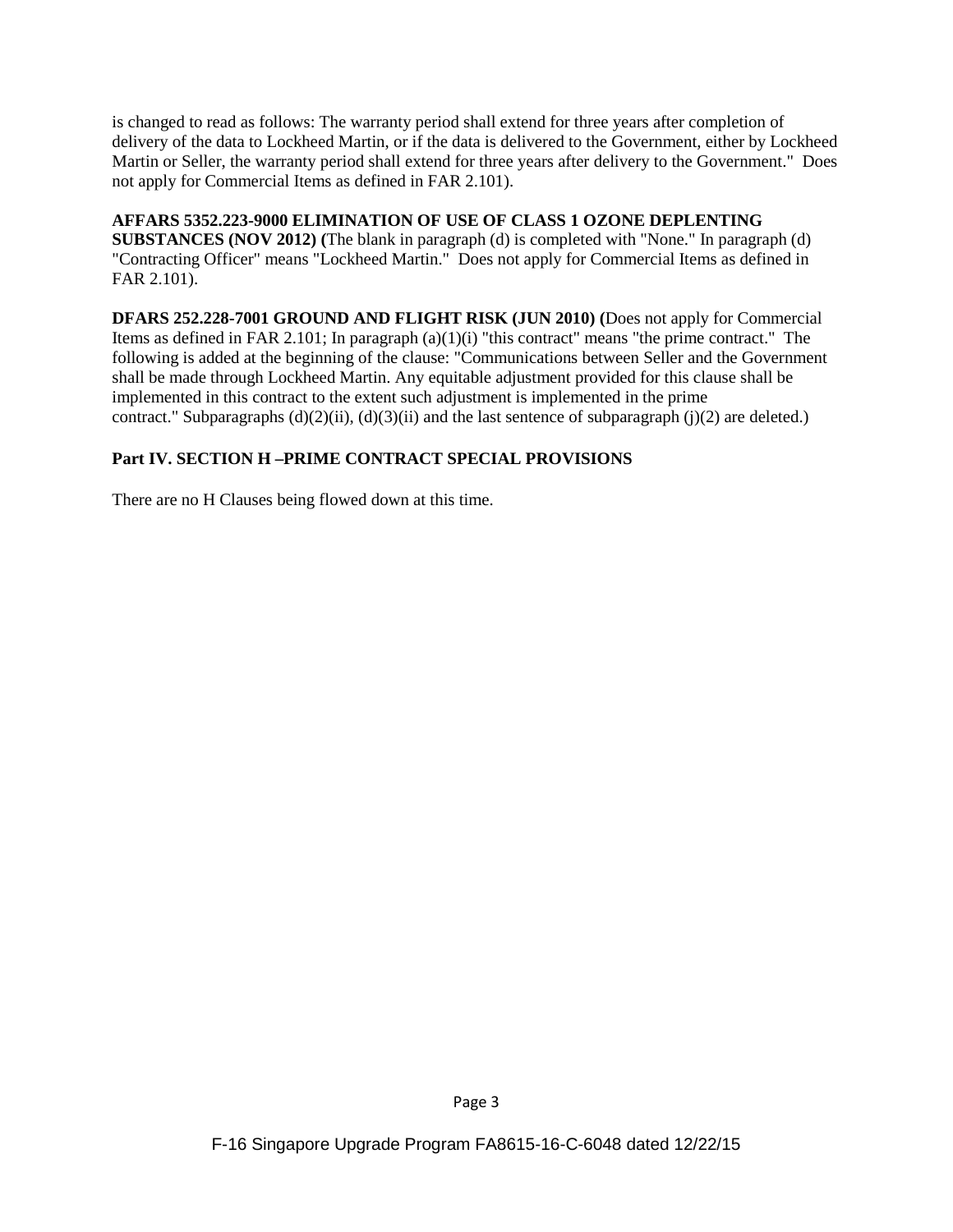is changed to read as follows: The warranty period shall extend for three years after completion of delivery of the data to Lockheed Martin, or if the data is delivered to the Government, either by Lockheed Martin or Seller, the warranty period shall extend for three years after delivery to the Government." Does not apply for Commercial Items as defined in FAR 2.101).

**AFFARS 5352.223-9000 ELIMINATION OF USE OF CLASS 1 OZONE DEPLENTING SUBSTANCES (NOV 2012) (**The blank in paragraph (d) is completed with "None." In paragraph (d) "Contracting Officer" means "Lockheed Martin." Does not apply for Commercial Items as defined in FAR 2.101).

**DFARS 252.228-7001 GROUND AND FLIGHT RISK (JUN 2010) (**Does not apply for Commercial Items as defined in FAR 2.101; In paragraph (a)(1)(i) "this contract" means "the prime contract." The following is added at the beginning of the clause: "Communications between Seller and the Government shall be made through Lockheed Martin. Any equitable adjustment provided for this clause shall be implemented in this contract to the extent such adjustment is implemented in the prime contract." Subparagraphs (d)(2)(ii), (d)(3)(ii) and the last sentence of subparagraph (j)(2) are deleted.)

## Part IV. SECTION H –PRIME CONTRACT SPECIAL PROVISIONS

There are no H Clauses being flowed down at this time.